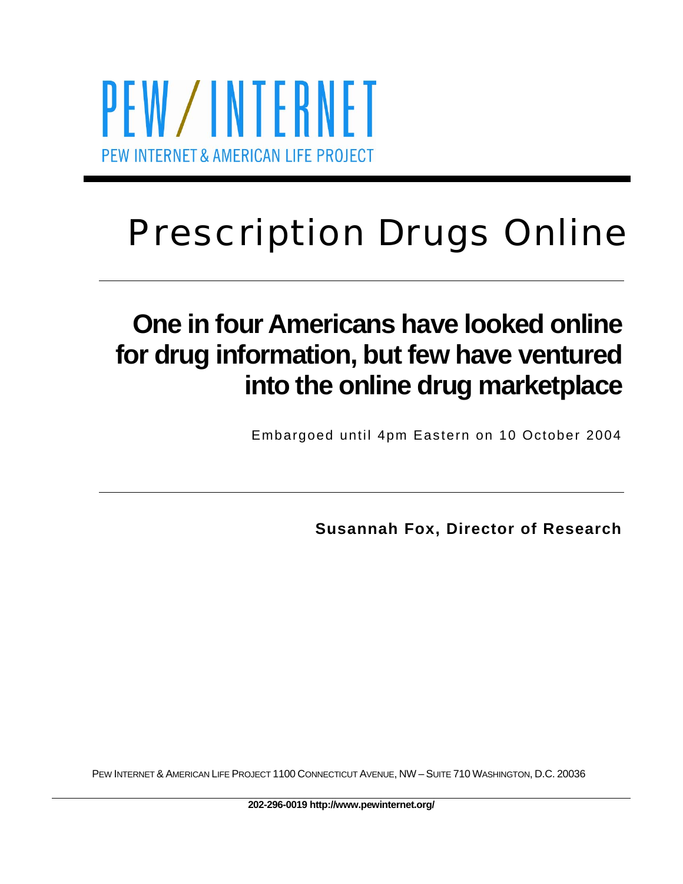PEW / INTERNET

PEW INTERNET & AMERICAN LIFE PROJECT

# Prescription Drugs Online

## One in four Americans have looked online for drug information, but few have ventured into the online drug marketplace

Embargoed until 4pm Eastern on 10 October 2004

**Susannah Fox, Director of Research**

PEW INTERNET & AMERICAN LIFE PROJECT 1100 CONNECTICUT AVENUE, NW – SUITE 710 WASHINGTON, D.C. 20036

**202-296-0019 http://www.pewinternet.org/**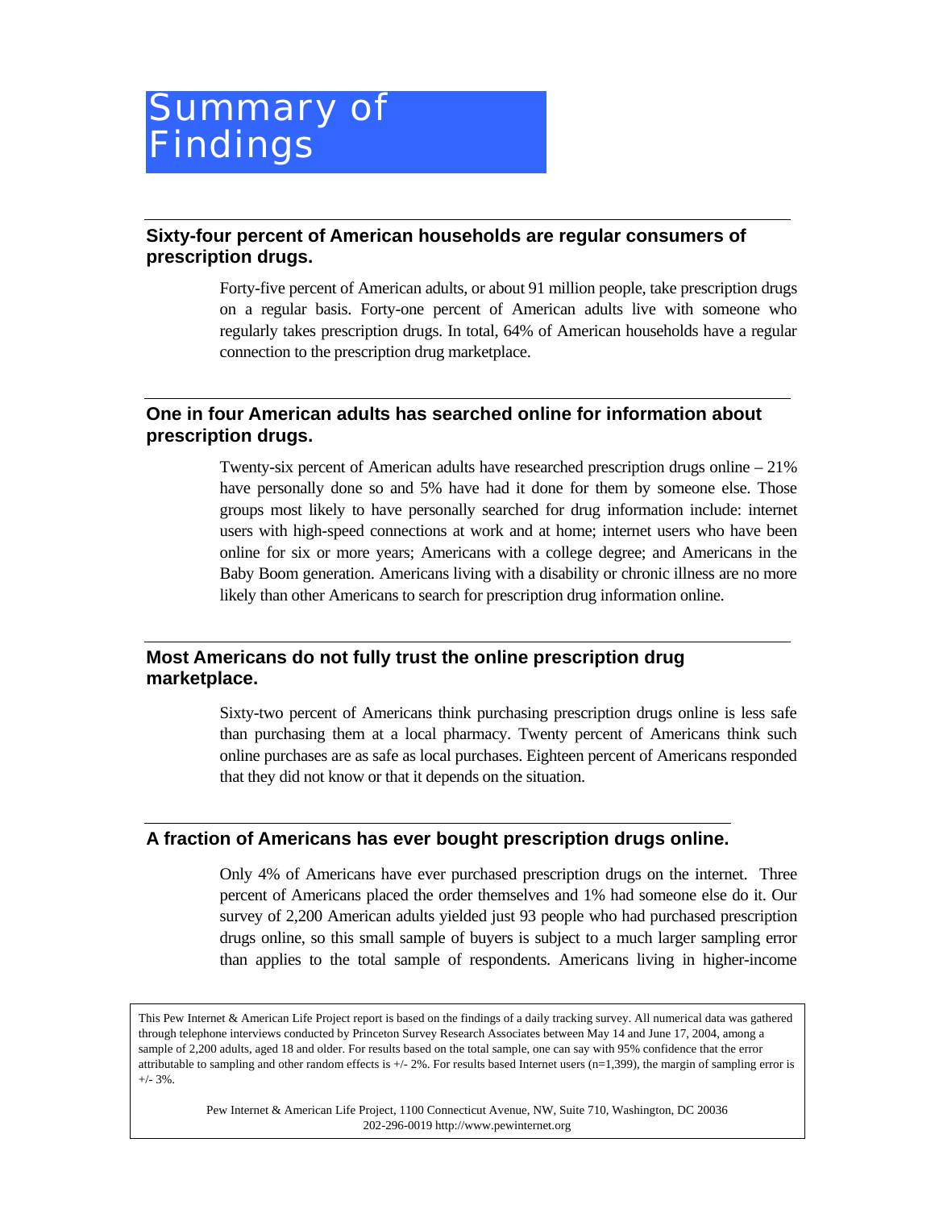# Summary of Findings

## Sixty-four percent of American households are regular consumers of prescription drugs.

Forty-five percent of American adults, or about 91 million people, take prescription drugs on a regular basis. Forty-one percent of American adults live with someone who regularly takes prescription drugs. In total, 64% of American households have a regular connection to the prescription drug marketplace.

## One in four American adults has searched online for information about prescription drugs.

Twenty-six percent of American adults have researched prescription drugs online – 21% have personally done so and 5% have had it done for them by someone else. Those groups most likely to have personally searched for drug information include: internet users with high-speed connections at work and at home; internet users who have been online for six or more years; Americans with a college degree; and Americans in the Baby Boom generation. Americans living with a disability or chronic illness are no more likely than other Americans to search for prescription drug information online.

## Most Americans do not fully trust the online prescription drug marketplace.

Sixty-two percent of Americans think purchasing prescription drugs online is less safe than purchasing them at a local pharmacy. Twenty percent of Americans think such online purchases are as safe as local purchases. Eighteen percent of Americans responded that they did not know or that it depends on the situation.

## A fraction of Americans has ever bought prescription drugs online.

Only 4% of Americans have ever purchased prescription drugs on the internet. Three percent of Americans placed the order themselves and 1% had someone else do it. Our survey of 2,200 American adults yielded just 93 people who had purchased prescription drugs online, so this small sample of buyers is subject to a much larger sampling error than applies to the total sample of respondents. Americans living in higher-income

---

This Pew Internet & American Life Project report is based on the findings of a daily tracking survey. All numerical data was gathered through telephone interviews conducted by Princeton Survey Research Associates between May 14 and June 17, 2004, among a sample of 2,200 adults, aged 18 and older. For results based on the total sample, one can say with 95% confidence that the error attributable to sampling and other random effects is +/- 2%. For results based Internet users (n=1,399), the margin of sampling error is +/- 3%.

Pew Internet & American Life Project, 1100 Connecticut Avenue, NW, Suite 710, Washington, DC 20036
202-296-0019 http://www.pewinternet.org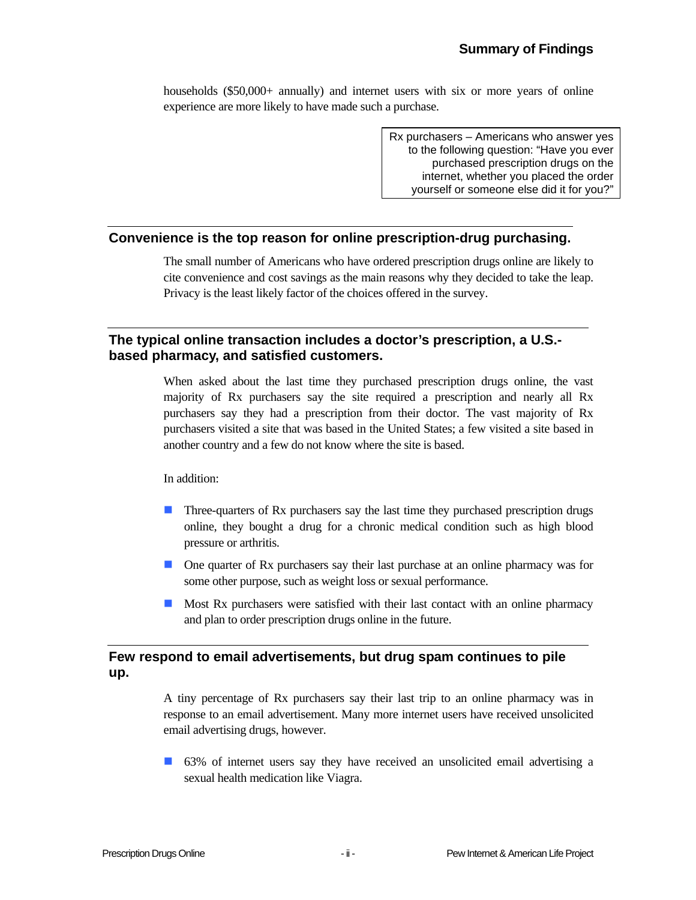households ($50,000+ annually) and internet users with six or more years of online experience are more likely to have made such a purchase.

> Rx purchasers – Americans who answer yes to the following question: "Have you ever purchased prescription drugs on the internet, whether you placed the order yourself or someone else did it for you?"

## Convenience is the top reason for online prescription-drug purchasing.

The small number of Americans who have ordered prescription drugs online are likely to cite convenience and cost savings as the main reasons why they decided to take the leap. Privacy is the least likely factor of the choices offered in the survey.

## The typical online transaction includes a doctor's prescription, a U.S.-based pharmacy, and satisfied customers.

When asked about the last time they purchased prescription drugs online, the vast majority of Rx purchasers say the site required a prescription and nearly all Rx purchasers say they had a prescription from their doctor. The vast majority of Rx purchasers visited a site that was based in the United States; a few visited a site based in another country and a few do not know where the site is based.

In addition:

- Three-quarters of Rx purchasers say the last time they purchased prescription drugs online, they bought a drug for a chronic medical condition such as high blood pressure or arthritis.
- One quarter of Rx purchasers say their last purchase at an online pharmacy was for some other purpose, such as weight loss or sexual performance.
- Most Rx purchasers were satisfied with their last contact with an online pharmacy and plan to order prescription drugs online in the future.

## Few respond to email advertisements, but drug spam continues to pile up.

A tiny percentage of Rx purchasers say their last trip to an online pharmacy was in response to an email advertisement. Many more internet users have received unsolicited email advertising drugs, however.

- 63% of internet users say they have received an unsolicited email advertising a sexual health medication like Viagra.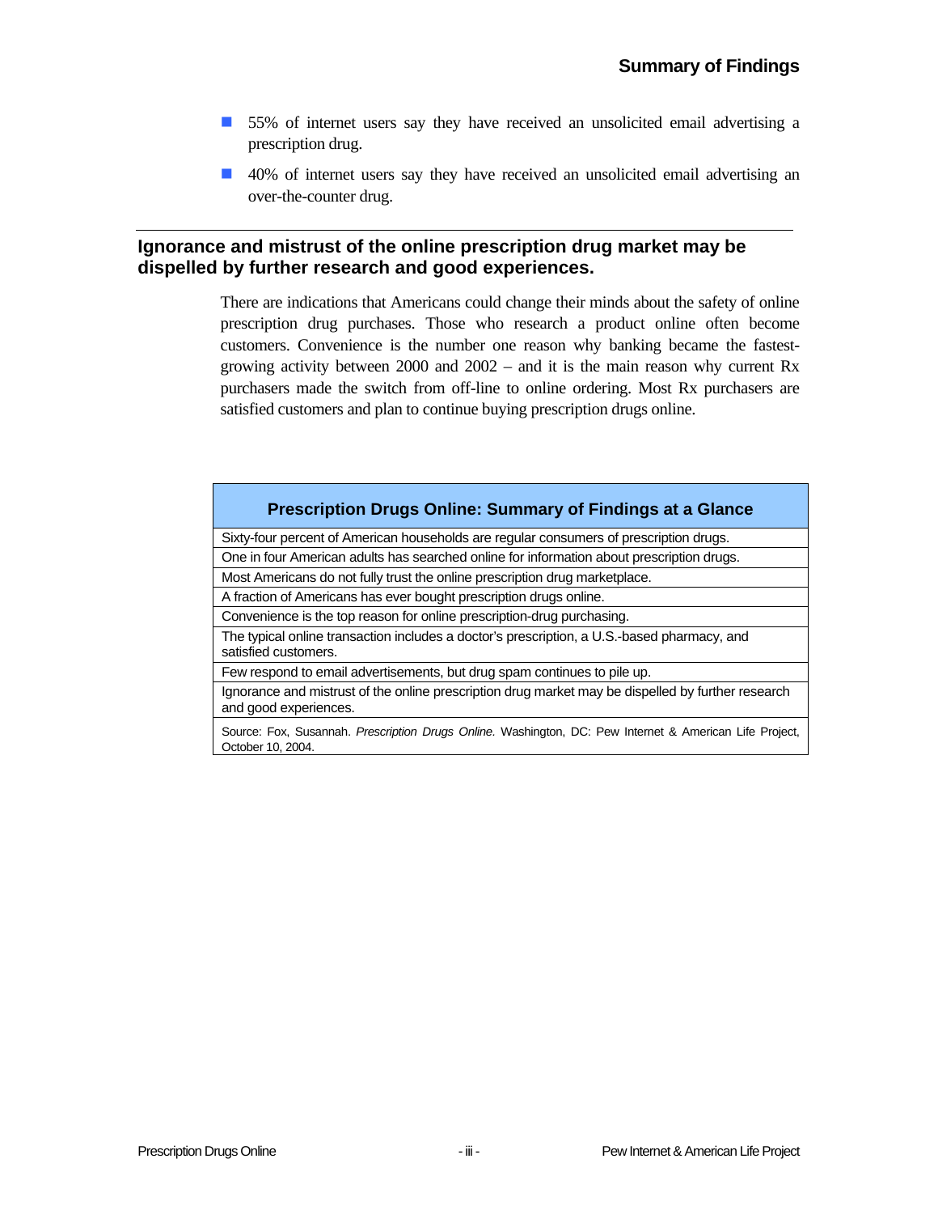- 55% of internet users say they have received an unsolicited email advertising a prescription drug.
- 40% of internet users say they have received an unsolicited email advertising an over-the-counter drug.

## Ignorance and mistrust of the online prescription drug market may be dispelled by further research and good experiences.

There are indications that Americans could change their minds about the safety of online prescription drug purchases. Those who research a product online often become customers. Convenience is the number one reason why banking became the fastest-growing activity between 2000 and 2002 – and it is the main reason why current Rx purchasers made the switch from off-line to online ordering. Most Rx purchasers are satisfied customers and plan to continue buying prescription drugs online.

| Prescription Drugs Online: Summary of Findings at a Glance |
|---|
| Sixty-four percent of American households are regular consumers of prescription drugs. |
| One in four American adults has searched online for information about prescription drugs. |
| Most Americans do not fully trust the online prescription drug marketplace. |
| A fraction of Americans has ever bought prescription drugs online. |
| Convenience is the top reason for online prescription-drug purchasing. |
| The typical online transaction includes a doctor's prescription, a U.S.-based pharmacy, and satisfied customers. |
| Few respond to email advertisements, but drug spam continues to pile up. |
| Ignorance and mistrust of the online prescription drug market may be dispelled by further research and good experiences. |
| Source: Fox, Susannah. *Prescription Drugs Online.* Washington, DC: Pew Internet & American Life Project, October 10, 2004. |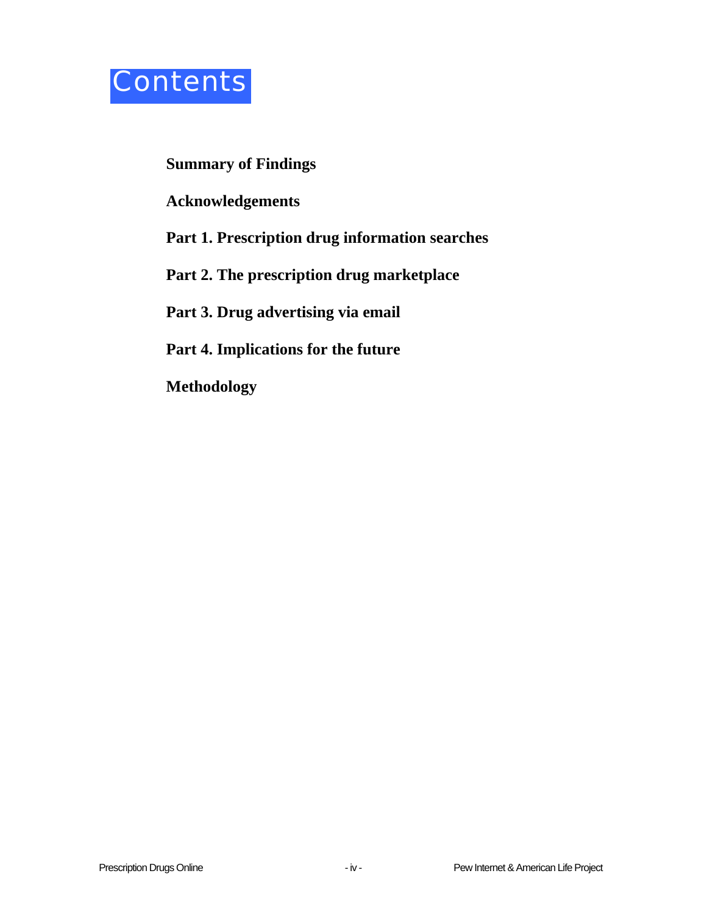# Contents

**Summary of Findings**

**Acknowledgements**

**Part 1. Prescription drug information searches**

**Part 2. The prescription drug marketplace**

**Part 3. Drug advertising via email**

**Part 4. Implications for the future**

**Methodology**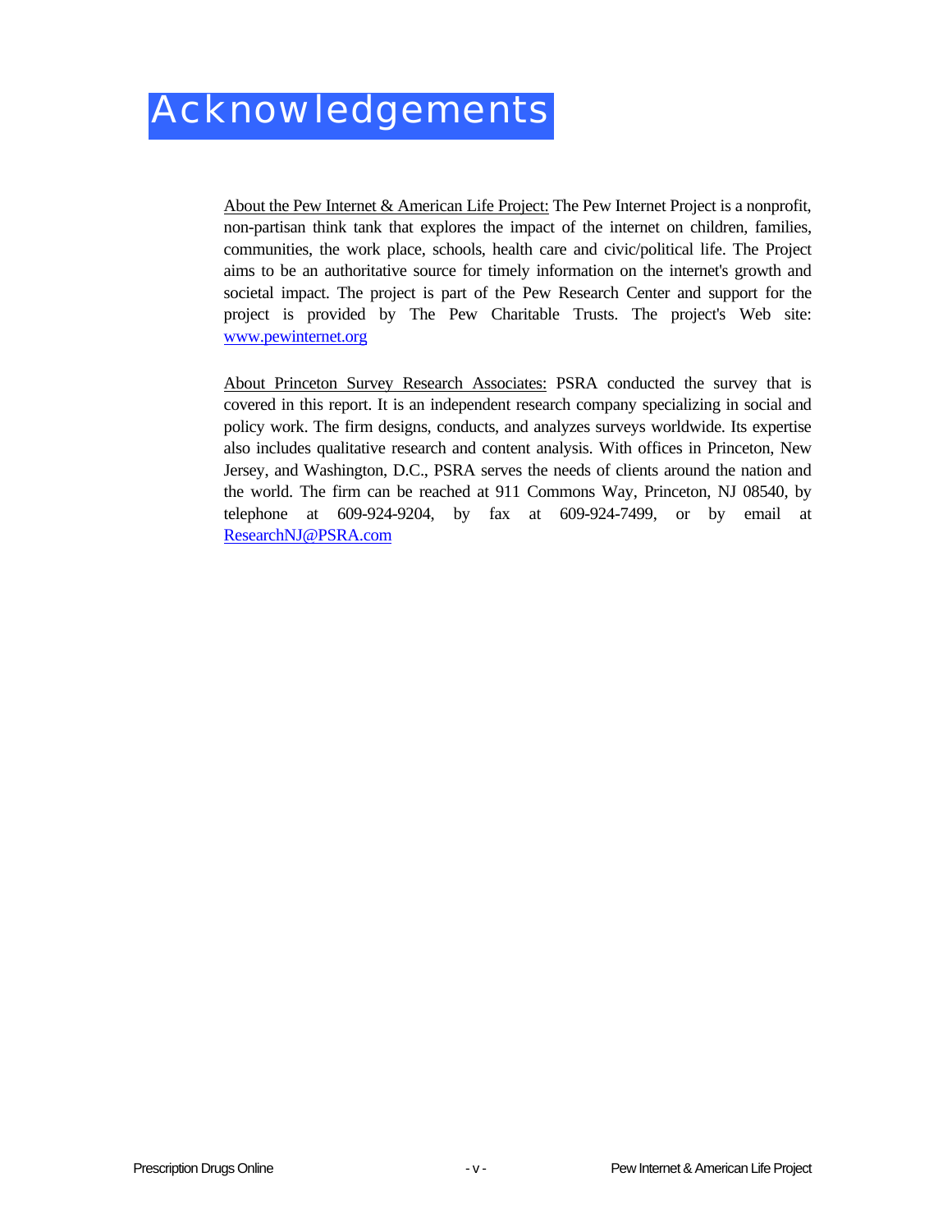# Acknowledgements

About the Pew Internet & American Life Project: The Pew Internet Project is a nonprofit, non-partisan think tank that explores the impact of the internet on children, families, communities, the work place, schools, health care and civic/political life. The Project aims to be an authoritative source for timely information on the internet's growth and societal impact. The project is part of the Pew Research Center and support for the project is provided by The Pew Charitable Trusts. The project's Web site: www.pewinternet.org

About Princeton Survey Research Associates: PSRA conducted the survey that is covered in this report. It is an independent research company specializing in social and policy work. The firm designs, conducts, and analyzes surveys worldwide. Its expertise also includes qualitative research and content analysis. With offices in Princeton, New Jersey, and Washington, D.C., PSRA serves the needs of clients around the nation and the world. The firm can be reached at 911 Commons Way, Princeton, NJ 08540, by telephone at 609-924-9204, by fax at 609-924-7499, or by email at ResearchNJ@PSRA.com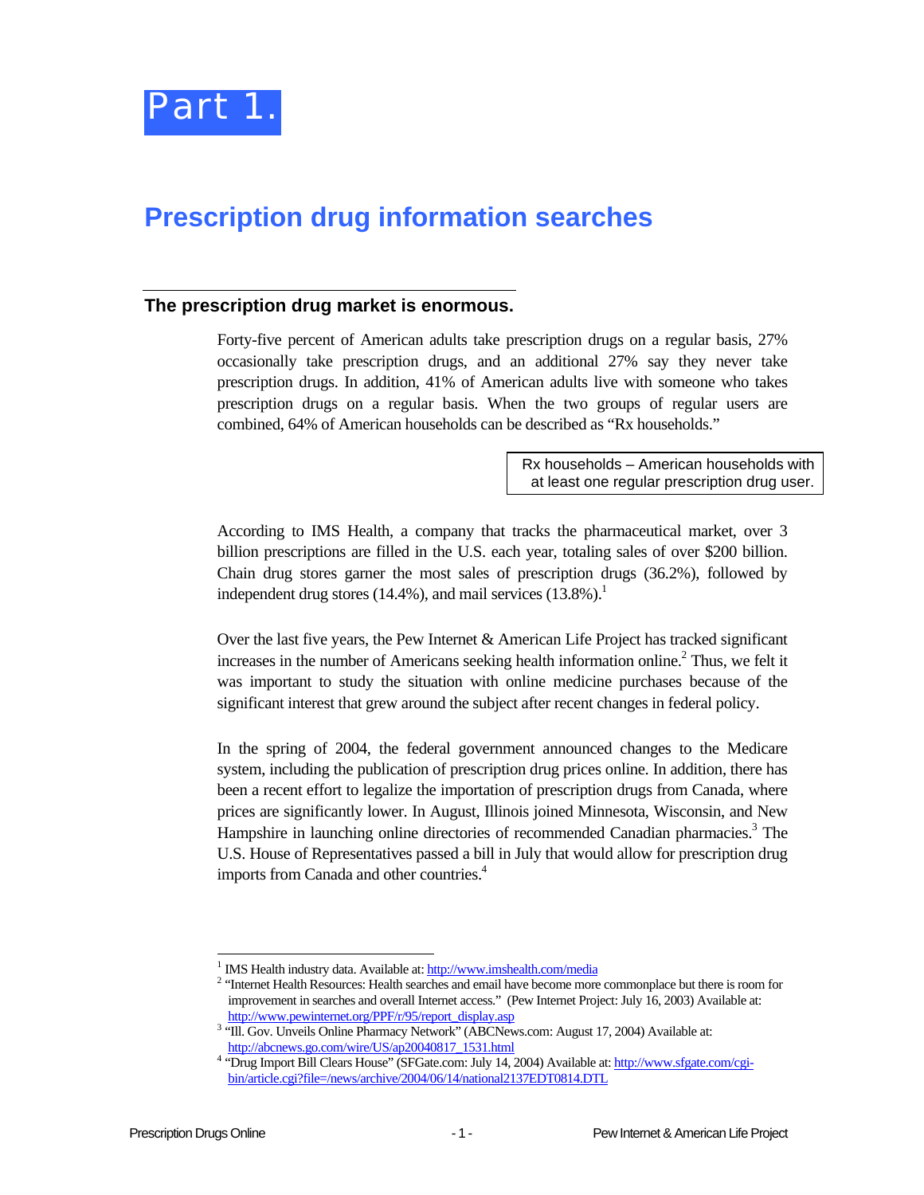# Part 1.

## Prescription drug information searches

### The prescription drug market is enormous.

Forty-five percent of American adults take prescription drugs on a regular basis, 27% occasionally take prescription drugs, and an additional 27% say they never take prescription drugs. In addition, 41% of American adults live with someone who takes prescription drugs on a regular basis. When the two groups of regular users are combined, 64% of American households can be described as "Rx households."

> Rx households – American households with at least one regular prescription drug user.

According to IMS Health, a company that tracks the pharmaceutical market, over 3 billion prescriptions are filled in the U.S. each year, totaling sales of over $200 billion. Chain drug stores garner the most sales of prescription drugs (36.2%), followed by independent drug stores (14.4%), and mail services (13.8%).[1]

Over the last five years, the Pew Internet & American Life Project has tracked significant increases in the number of Americans seeking health information online.[2] Thus, we felt it was important to study the situation with online medicine purchases because of the significant interest that grew around the subject after recent changes in federal policy.

In the spring of 2004, the federal government announced changes to the Medicare system, including the publication of prescription drug prices online. In addition, there has been a recent effort to legalize the importation of prescription drugs from Canada, where prices are significantly lower. In August, Illinois joined Minnesota, Wisconsin, and New Hampshire in launching online directories of recommended Canadian pharmacies.[3] The U.S. House of Representatives passed a bill in July that would allow for prescription drug imports from Canada and other countries.[4]

---

[1] IMS Health industry data. Available at: http://www.imshealth.com/media

[2] "Internet Health Resources: Health searches and email have become more commonplace but there is room for improvement in searches and overall Internet access." (Pew Internet Project: July 16, 2003) Available at: http://www.pewinternet.org/PPF/r/95/report_display.asp

[3] "Ill. Gov. Unveils Online Pharmacy Network" (ABCNews.com: August 17, 2004) Available at: http://abcnews.go.com/wire/US/ap20040817_1531.html

[4] "Drug Import Bill Clears House" (SFGate.com: July 14, 2004) Available at: http://www.sfgate.com/cgi-bin/article.cgi?file=/news/archive/2004/06/14/national2137EDT0814.DTL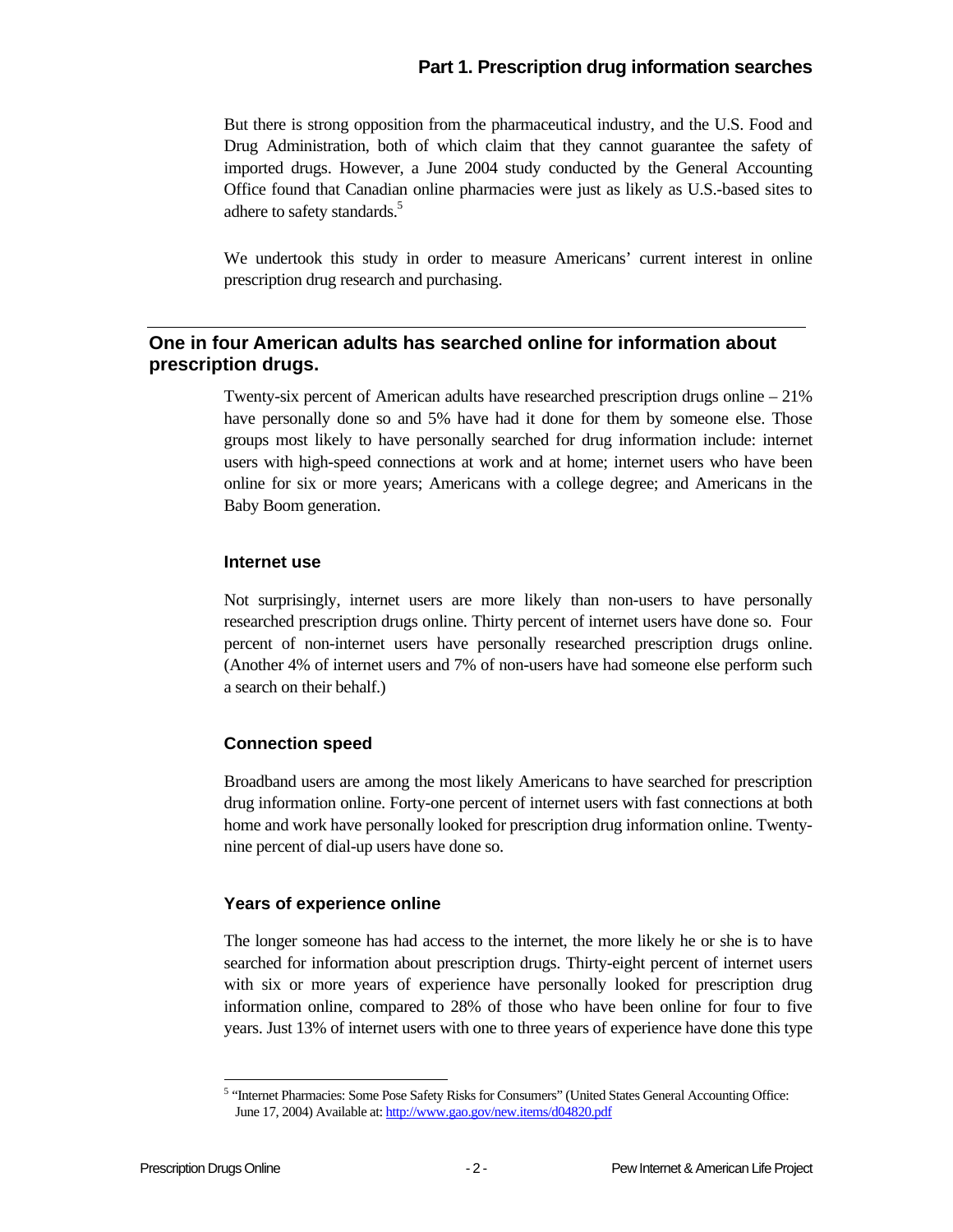But there is strong opposition from the pharmaceutical industry, and the U.S. Food and Drug Administration, both of which claim that they cannot guarantee the safety of imported drugs. However, a June 2004 study conducted by the General Accounting Office found that Canadian online pharmacies were just as likely as U.S.-based sites to adhere to safety standards.[5]

We undertook this study in order to measure Americans' current interest in online prescription drug research and purchasing.

## One in four American adults has searched online for information about prescription drugs.

Twenty-six percent of American adults have researched prescription drugs online – 21% have personally done so and 5% have had it done for them by someone else. Those groups most likely to have personally searched for drug information include: internet users with high-speed connections at work and at home; internet users who have been online for six or more years; Americans with a college degree; and Americans in the Baby Boom generation.

### Internet use

Not surprisingly, internet users are more likely than non-users to have personally researched prescription drugs online. Thirty percent of internet users have done so. Four percent of non-internet users have personally researched prescription drugs online. (Another 4% of internet users and 7% of non-users have had someone else perform such a search on their behalf.)

### Connection speed

Broadband users are among the most likely Americans to have searched for prescription drug information online. Forty-one percent of internet users with fast connections at both home and work have personally looked for prescription drug information online. Twenty-nine percent of dial-up users have done so.

### Years of experience online

The longer someone has had access to the internet, the more likely he or she is to have searched for information about prescription drugs. Thirty-eight percent of internet users with six or more years of experience have personally looked for prescription drug information online, compared to 28% of those who have been online for four to five years. Just 13% of internet users with one to three years of experience have done this type

[5] "Internet Pharmacies: Some Pose Safety Risks for Consumers" (United States General Accounting Office: June 17, 2004) Available at: http://www.gao.gov/new.items/d04820.pdf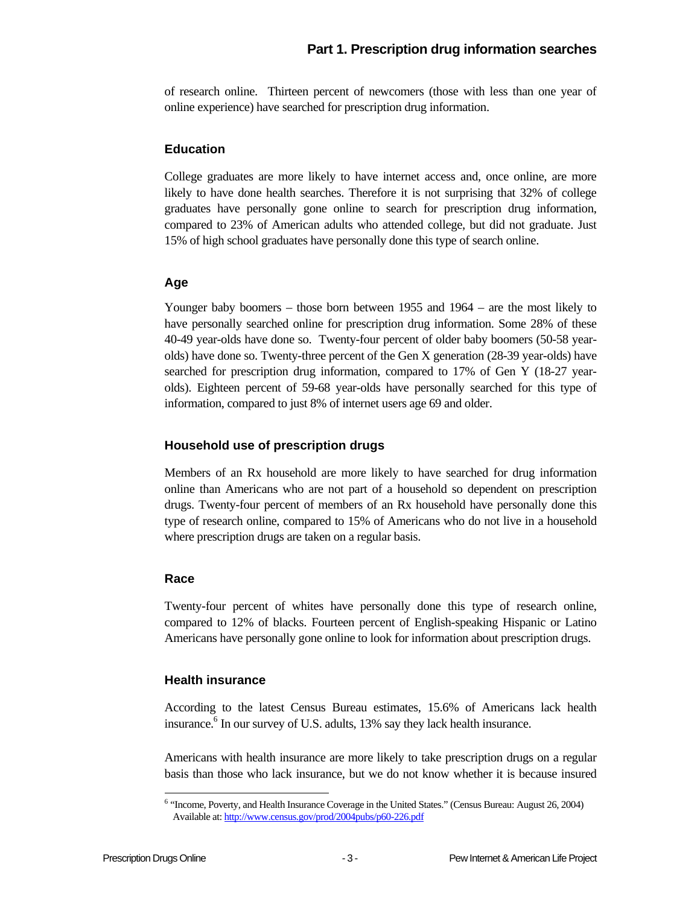of research online. Thirteen percent of newcomers (those with less than one year of online experience) have searched for prescription drug information.

### Education

College graduates are more likely to have internet access and, once online, are more likely to have done health searches. Therefore it is not surprising that 32% of college graduates have personally gone online to search for prescription drug information, compared to 23% of American adults who attended college, but did not graduate. Just 15% of high school graduates have personally done this type of search online.

### Age

Younger baby boomers – those born between 1955 and 1964 – are the most likely to have personally searched online for prescription drug information. Some 28% of these 40-49 year-olds have done so. Twenty-four percent of older baby boomers (50-58 year-olds) have done so. Twenty-three percent of the Gen X generation (28-39 year-olds) have searched for prescription drug information, compared to 17% of Gen Y (18-27 year-olds). Eighteen percent of 59-68 year-olds have personally searched for this type of information, compared to just 8% of internet users age 69 and older.

### Household use of prescription drugs

Members of an Rx household are more likely to have searched for drug information online than Americans who are not part of a household so dependent on prescription drugs. Twenty-four percent of members of an Rx household have personally done this type of research online, compared to 15% of Americans who do not live in a household where prescription drugs are taken on a regular basis.

### Race

Twenty-four percent of whites have personally done this type of research online, compared to 12% of blacks. Fourteen percent of English-speaking Hispanic or Latino Americans have personally gone online to look for information about prescription drugs.

### Health insurance

According to the latest Census Bureau estimates, 15.6% of Americans lack health insurance.[6] In our survey of U.S. adults, 13% say they lack health insurance.

Americans with health insurance are more likely to take prescription drugs on a regular basis than those who lack insurance, but we do not know whether it is because insured

---

[6] "Income, Poverty, and Health Insurance Coverage in the United States." (Census Bureau: August 26, 2004) Available at: http://www.census.gov/prod/2004pubs/p60-226.pdf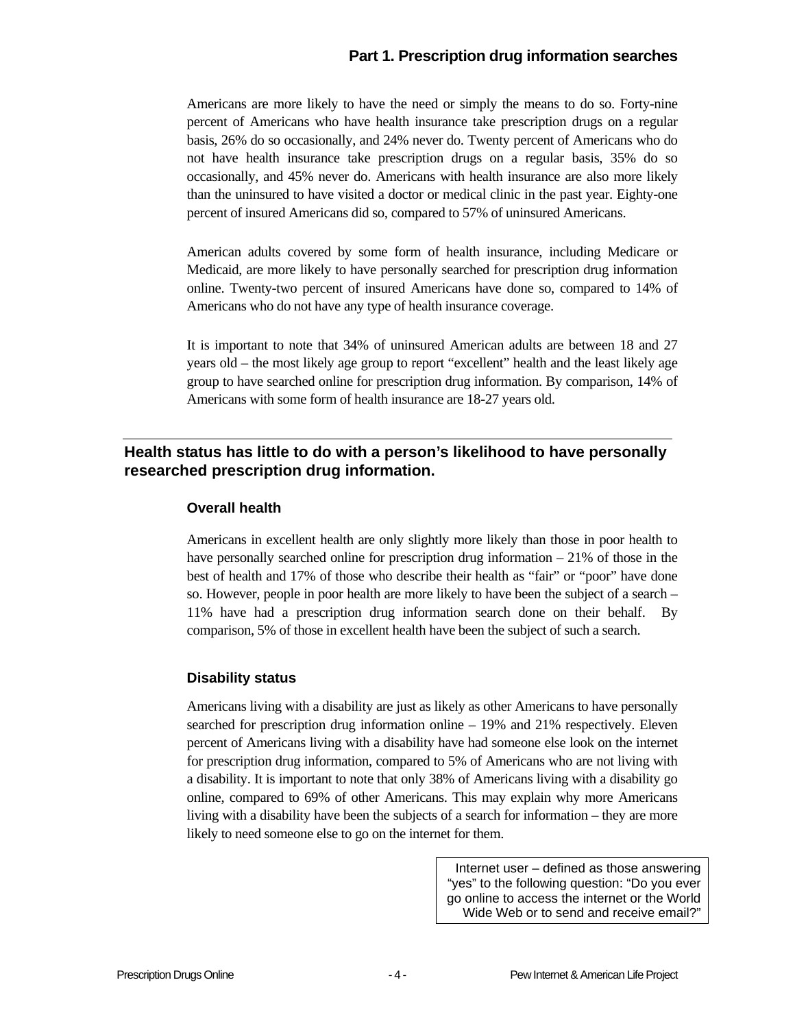Americans are more likely to have the need or simply the means to do so. Forty-nine percent of Americans who have health insurance take prescription drugs on a regular basis, 26% do so occasionally, and 24% never do. Twenty percent of Americans who do not have health insurance take prescription drugs on a regular basis, 35% do so occasionally, and 45% never do. Americans with health insurance are also more likely than the uninsured to have visited a doctor or medical clinic in the past year. Eighty-one percent of insured Americans did so, compared to 57% of uninsured Americans.

American adults covered by some form of health insurance, including Medicare or Medicaid, are more likely to have personally searched for prescription drug information online. Twenty-two percent of insured Americans have done so, compared to 14% of Americans who do not have any type of health insurance coverage.

It is important to note that 34% of uninsured American adults are between 18 and 27 years old – the most likely age group to report "excellent" health and the least likely age group to have searched online for prescription drug information. By comparison, 14% of Americans with some form of health insurance are 18-27 years old.

## Health status has little to do with a person's likelihood to have personally researched prescription drug information.

### Overall health

Americans in excellent health are only slightly more likely than those in poor health to have personally searched online for prescription drug information – 21% of those in the best of health and 17% of those who describe their health as "fair" or "poor" have done so. However, people in poor health are more likely to have been the subject of a search – 11% have had a prescription drug information search done on their behalf. By comparison, 5% of those in excellent health have been the subject of such a search.

### Disability status

Americans living with a disability are just as likely as other Americans to have personally searched for prescription drug information online – 19% and 21% respectively. Eleven percent of Americans living with a disability have had someone else look on the internet for prescription drug information, compared to 5% of Americans who are not living with a disability. It is important to note that only 38% of Americans living with a disability go online, compared to 69% of other Americans. This may explain why more Americans living with a disability have been the subjects of a search for information – they are more likely to need someone else to go on the internet for them.

Internet user – defined as those answering "yes" to the following question: "Do you ever go online to access the internet or the World Wide Web or to send and receive email?"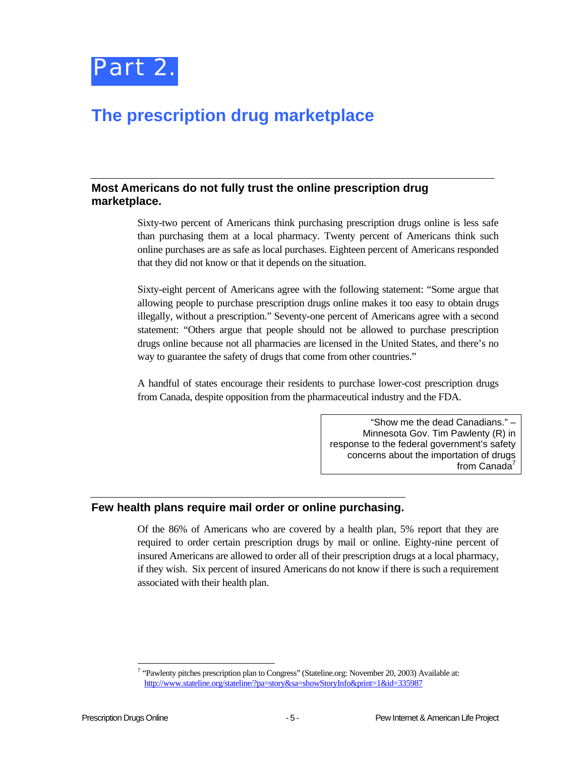# Part 2.

## The prescription drug marketplace

### Most Americans do not fully trust the online prescription drug marketplace.

Sixty-two percent of Americans think purchasing prescription drugs online is less safe than purchasing them at a local pharmacy. Twenty percent of Americans think such online purchases are as safe as local purchases. Eighteen percent of Americans responded that they did not know or that it depends on the situation.

Sixty-eight percent of Americans agree with the following statement: "Some argue that allowing people to purchase prescription drugs online makes it too easy to obtain drugs illegally, without a prescription." Seventy-one percent of Americans agree with a second statement: "Others argue that people should not be allowed to purchase prescription drugs online because not all pharmacies are licensed in the United States, and there's no way to guarantee the safety of drugs that come from other countries."

A handful of states encourage their residents to purchase lower-cost prescription drugs from Canada, despite opposition from the pharmaceutical industry and the FDA.

> "Show me the dead Canadians." – Minnesota Gov. Tim Pawlenty (R) in response to the federal government's safety concerns about the importation of drugs from Canada[7]

### Few health plans require mail order or online purchasing.

Of the 86% of Americans who are covered by a health plan, 5% report that they are required to order certain prescription drugs by mail or online. Eighty-nine percent of insured Americans are allowed to order all of their prescription drugs at a local pharmacy, if they wish. Six percent of insured Americans do not know if there is such a requirement associated with their health plan.

---

[7] "Pawlenty pitches prescription plan to Congress" (Stateline.org: November 20, 2003) Available at: http://www.stateline.org/stateline/?pa=story&sa=showStoryInfo&print=1&id=335987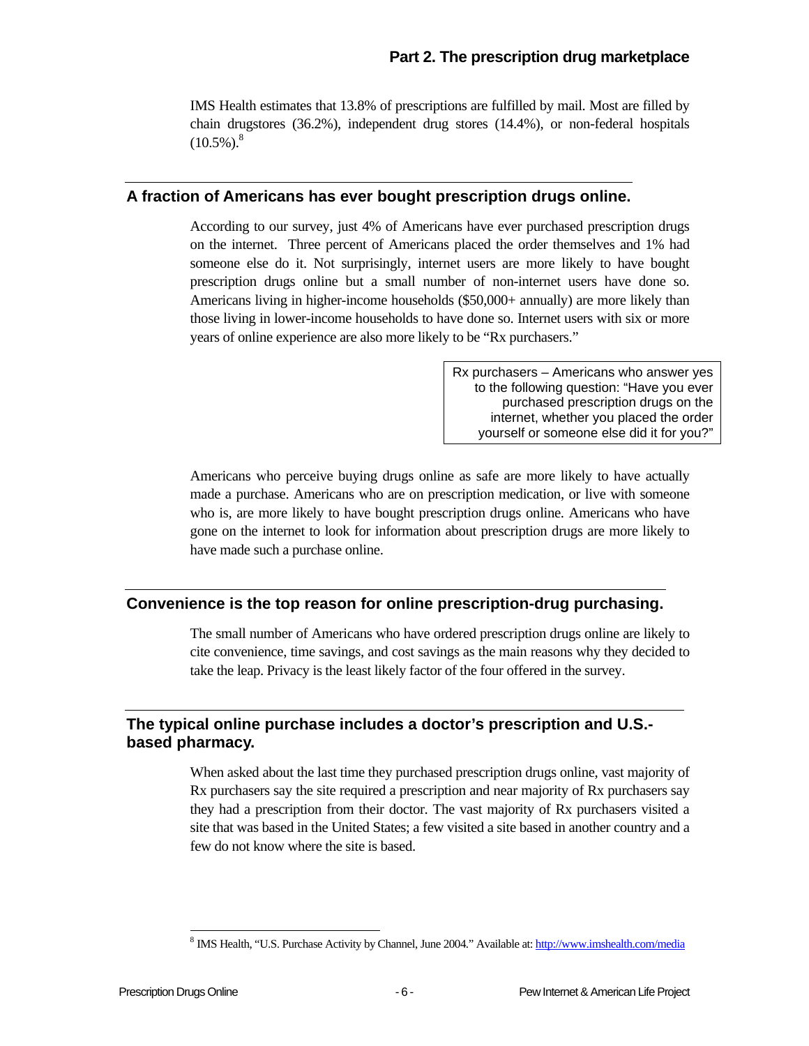IMS Health estimates that 13.8% of prescriptions are fulfilled by mail. Most are filled by chain drugstores (36.2%), independent drug stores (14.4%), or non-federal hospitals (10.5%).[8]

## A fraction of Americans has ever bought prescription drugs online.

According to our survey, just 4% of Americans have ever purchased prescription drugs on the internet. Three percent of Americans placed the order themselves and 1% had someone else do it. Not surprisingly, internet users are more likely to have bought prescription drugs online but a small number of non-internet users have done so. Americans living in higher-income households ($50,000+ annually) are more likely than those living in lower-income households to have done so. Internet users with six or more years of online experience are also more likely to be "Rx purchasers."

> Rx purchasers – Americans who answer yes to the following question: "Have you ever purchased prescription drugs on the internet, whether you placed the order yourself or someone else did it for you?"

Americans who perceive buying drugs online as safe are more likely to have actually made a purchase. Americans who are on prescription medication, or live with someone who is, are more likely to have bought prescription drugs online. Americans who have gone on the internet to look for information about prescription drugs are more likely to have made such a purchase online.

## Convenience is the top reason for online prescription-drug purchasing.

The small number of Americans who have ordered prescription drugs online are likely to cite convenience, time savings, and cost savings as the main reasons why they decided to take the leap. Privacy is the least likely factor of the four offered in the survey.

## The typical online purchase includes a doctor's prescription and U.S.-based pharmacy.

When asked about the last time they purchased prescription drugs online, vast majority of Rx purchasers say the site required a prescription and near majority of Rx purchasers say they had a prescription from their doctor. The vast majority of Rx purchasers visited a site that was based in the United States; a few visited a site based in another country and a few do not know where the site is based.

---

[8] IMS Health, "U.S. Purchase Activity by Channel, June 2004." Available at: http://www.imshealth.com/media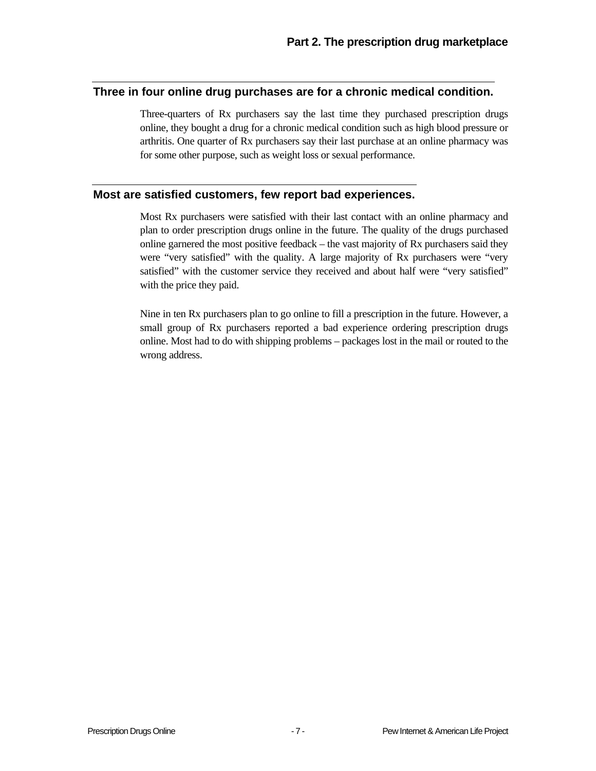## Three in four online drug purchases are for a chronic medical condition.

Three-quarters of Rx purchasers say the last time they purchased prescription drugs online, they bought a drug for a chronic medical condition such as high blood pressure or arthritis. One quarter of Rx purchasers say their last purchase at an online pharmacy was for some other purpose, such as weight loss or sexual performance.

## Most are satisfied customers, few report bad experiences.

Most Rx purchasers were satisfied with their last contact with an online pharmacy and plan to order prescription drugs online in the future. The quality of the drugs purchased online garnered the most positive feedback – the vast majority of Rx purchasers said they were "very satisfied" with the quality. A large majority of Rx purchasers were "very satisfied" with the customer service they received and about half were "very satisfied" with the price they paid.

Nine in ten Rx purchasers plan to go online to fill a prescription in the future. However, a small group of Rx purchasers reported a bad experience ordering prescription drugs online. Most had to do with shipping problems – packages lost in the mail or routed to the wrong address.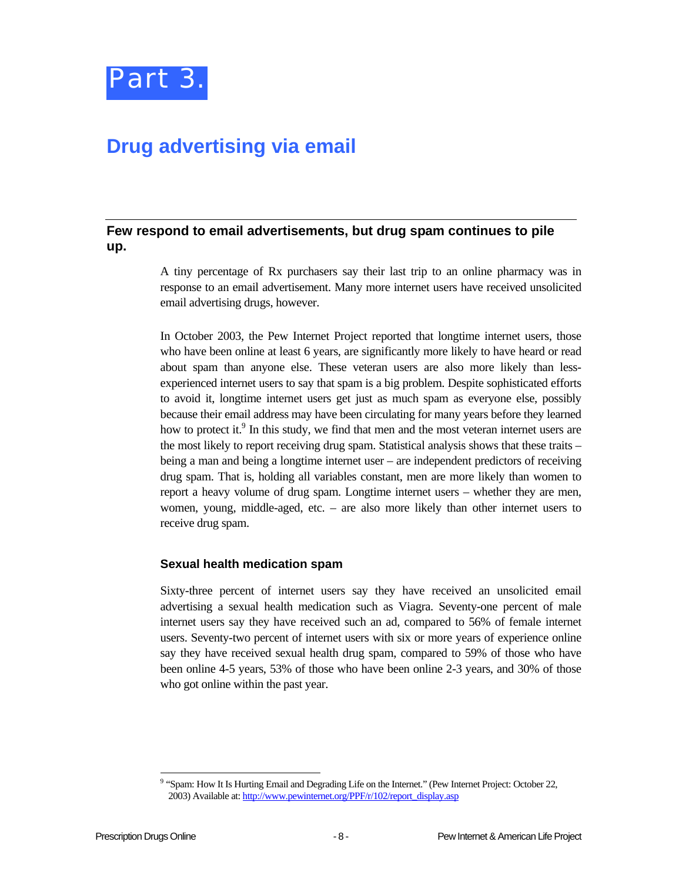# Part 3.

## Drug advertising via email

### Few respond to email advertisements, but drug spam continues to pile up.

A tiny percentage of Rx purchasers say their last trip to an online pharmacy was in response to an email advertisement. Many more internet users have received unsolicited email advertising drugs, however.

In October 2003, the Pew Internet Project reported that longtime internet users, those who have been online at least 6 years, are significantly more likely to have heard or read about spam than anyone else. These veteran users are also more likely than less-experienced internet users to say that spam is a big problem. Despite sophisticated efforts to avoid it, longtime internet users get just as much spam as everyone else, possibly because their email address may have been circulating for many years before they learned how to protect it.[9] In this study, we find that men and the most veteran internet users are the most likely to report receiving drug spam. Statistical analysis shows that these traits – being a man and being a longtime internet user – are independent predictors of receiving drug spam. That is, holding all variables constant, men are more likely than women to report a heavy volume of drug spam. Longtime internet users – whether they are men, women, young, middle-aged, etc. – are also more likely than other internet users to receive drug spam.

#### Sexual health medication spam

Sixty-three percent of internet users say they have received an unsolicited email advertising a sexual health medication such as Viagra. Seventy-one percent of male internet users say they have received such an ad, compared to 56% of female internet users. Seventy-two percent of internet users with six or more years of experience online say they have received sexual health drug spam, compared to 59% of those who have been online 4-5 years, 53% of those who have been online 2-3 years, and 30% of those who got online within the past year.

---

[9] "Spam: How It Is Hurting Email and Degrading Life on the Internet." (Pew Internet Project: October 22, 2003) Available at: http://www.pewinternet.org/PPF/r/102/report_display.asp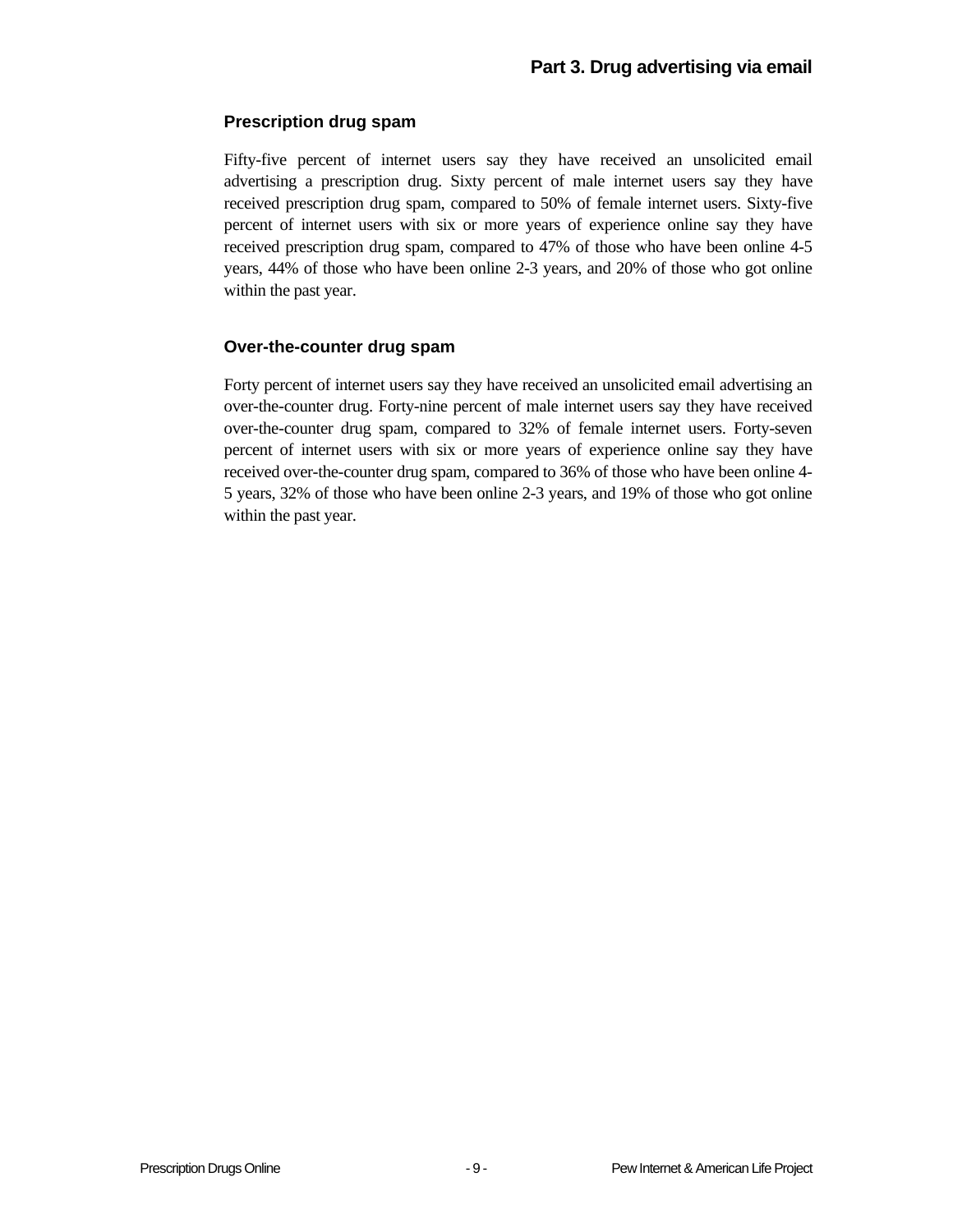# Part 3. Drug advertising via email

### Prescription drug spam

Fifty-five percent of internet users say they have received an unsolicited email advertising a prescription drug. Sixty percent of male internet users say they have received prescription drug spam, compared to 50% of female internet users. Sixty-five percent of internet users with six or more years of experience online say they have received prescription drug spam, compared to 47% of those who have been online 4-5 years, 44% of those who have been online 2-3 years, and 20% of those who got online within the past year.

### Over-the-counter drug spam

Forty percent of internet users say they have received an unsolicited email advertising an over-the-counter drug. Forty-nine percent of male internet users say they have received over-the-counter drug spam, compared to 32% of female internet users. Forty-seven percent of internet users with six or more years of experience online say they have received over-the-counter drug spam, compared to 36% of those who have been online 4-5 years, 32% of those who have been online 2-3 years, and 19% of those who got online within the past year.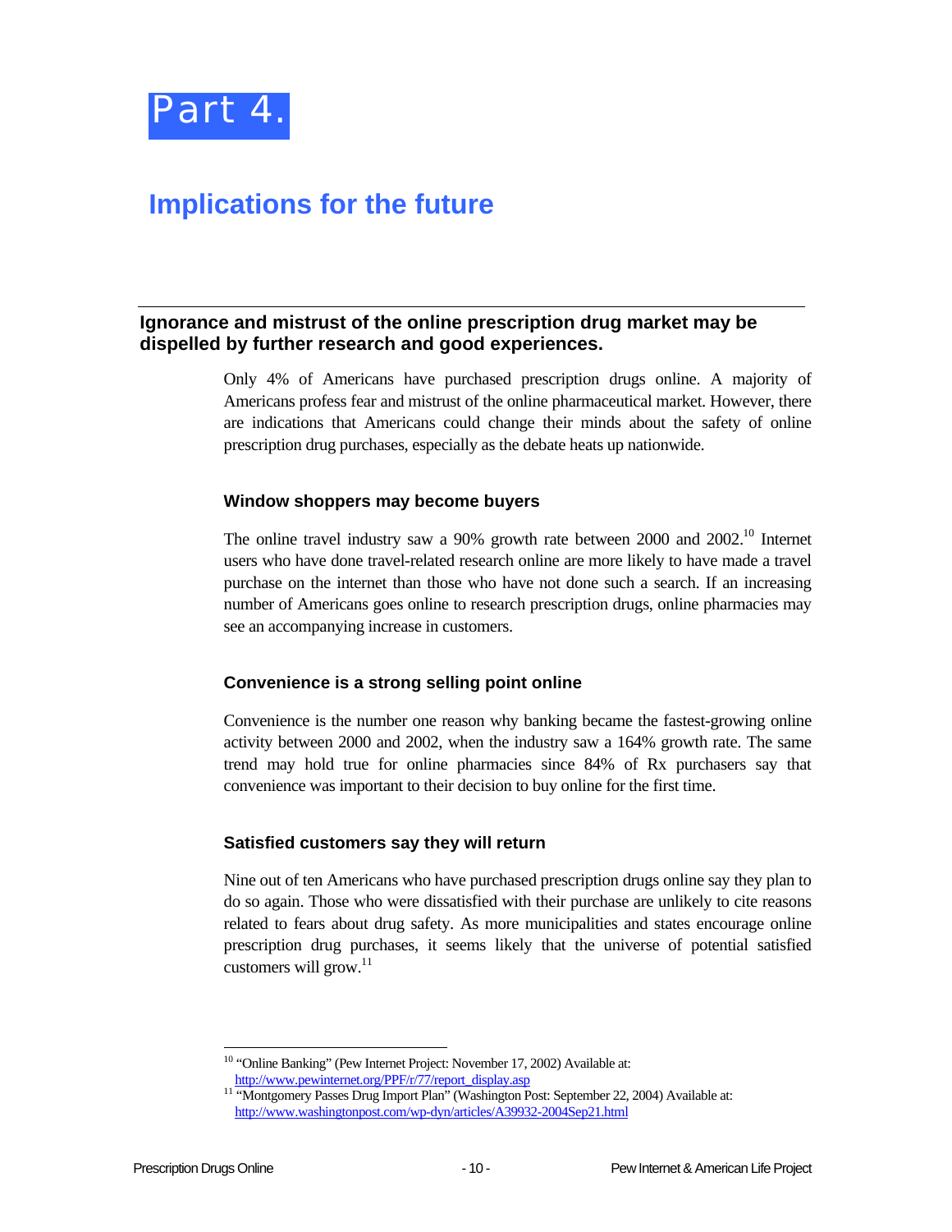# Part 4.

## Implications for the future

### Ignorance and mistrust of the online prescription drug market may be dispelled by further research and good experiences.

Only 4% of Americans have purchased prescription drugs online. A majority of Americans profess fear and mistrust of the online pharmaceutical market. However, there are indications that Americans could change their minds about the safety of online prescription drug purchases, especially as the debate heats up nationwide.

#### Window shoppers may become buyers

The online travel industry saw a 90% growth rate between 2000 and 2002.[10] Internet users who have done travel-related research online are more likely to have made a travel purchase on the internet than those who have not done such a search. If an increasing number of Americans goes online to research prescription drugs, online pharmacies may see an accompanying increase in customers.

#### Convenience is a strong selling point online

Convenience is the number one reason why banking became the fastest-growing online activity between 2000 and 2002, when the industry saw a 164% growth rate. The same trend may hold true for online pharmacies since 84% of Rx purchasers say that convenience was important to their decision to buy online for the first time.

#### Satisfied customers say they will return

Nine out of ten Americans who have purchased prescription drugs online say they plan to do so again. Those who were dissatisfied with their purchase are unlikely to cite reasons related to fears about drug safety. As more municipalities and states encourage online prescription drug purchases, it seems likely that the universe of potential satisfied customers will grow.[11]

---

[10] "Online Banking" (Pew Internet Project: November 17, 2002) Available at: http://www.pewinternet.org/PPF/r/77/report_display.asp

[11] "Montgomery Passes Drug Import Plan" (Washington Post: September 22, 2004) Available at: http://www.washingtonpost.com/wp-dyn/articles/A39932-2004Sep21.html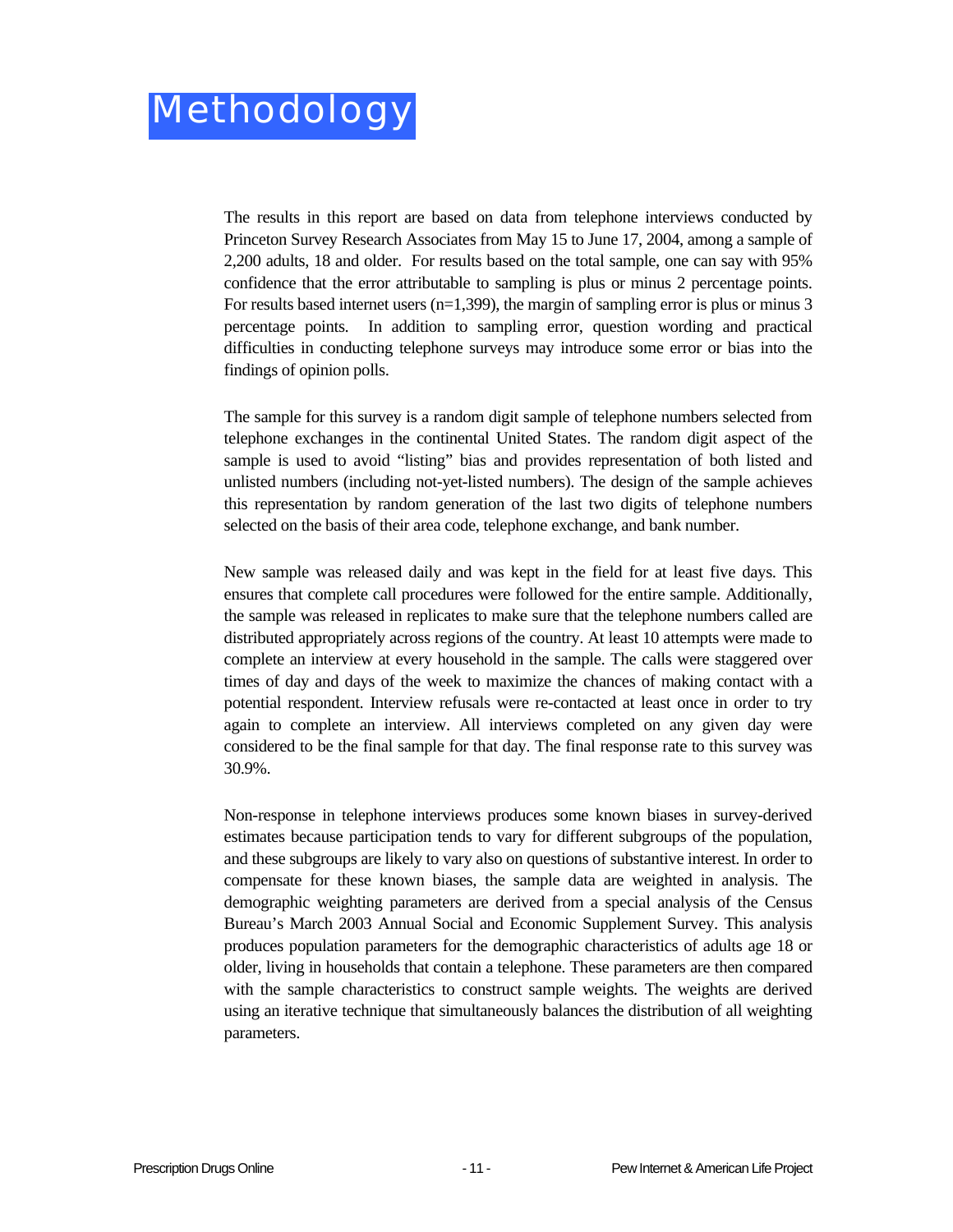# Methodology

The results in this report are based on data from telephone interviews conducted by Princeton Survey Research Associates from May 15 to June 17, 2004, among a sample of 2,200 adults, 18 and older. For results based on the total sample, one can say with 95% confidence that the error attributable to sampling is plus or minus 2 percentage points. For results based internet users (n=1,399), the margin of sampling error is plus or minus 3 percentage points. In addition to sampling error, question wording and practical difficulties in conducting telephone surveys may introduce some error or bias into the findings of opinion polls.

The sample for this survey is a random digit sample of telephone numbers selected from telephone exchanges in the continental United States. The random digit aspect of the sample is used to avoid "listing" bias and provides representation of both listed and unlisted numbers (including not-yet-listed numbers). The design of the sample achieves this representation by random generation of the last two digits of telephone numbers selected on the basis of their area code, telephone exchange, and bank number.

New sample was released daily and was kept in the field for at least five days. This ensures that complete call procedures were followed for the entire sample. Additionally, the sample was released in replicates to make sure that the telephone numbers called are distributed appropriately across regions of the country. At least 10 attempts were made to complete an interview at every household in the sample. The calls were staggered over times of day and days of the week to maximize the chances of making contact with a potential respondent. Interview refusals were re-contacted at least once in order to try again to complete an interview. All interviews completed on any given day were considered to be the final sample for that day. The final response rate to this survey was 30.9%.

Non-response in telephone interviews produces some known biases in survey-derived estimates because participation tends to vary for different subgroups of the population, and these subgroups are likely to vary also on questions of substantive interest. In order to compensate for these known biases, the sample data are weighted in analysis. The demographic weighting parameters are derived from a special analysis of the Census Bureau's March 2003 Annual Social and Economic Supplement Survey. This analysis produces population parameters for the demographic characteristics of adults age 18 or older, living in households that contain a telephone. These parameters are then compared with the sample characteristics to construct sample weights. The weights are derived using an iterative technique that simultaneously balances the distribution of all weighting parameters.